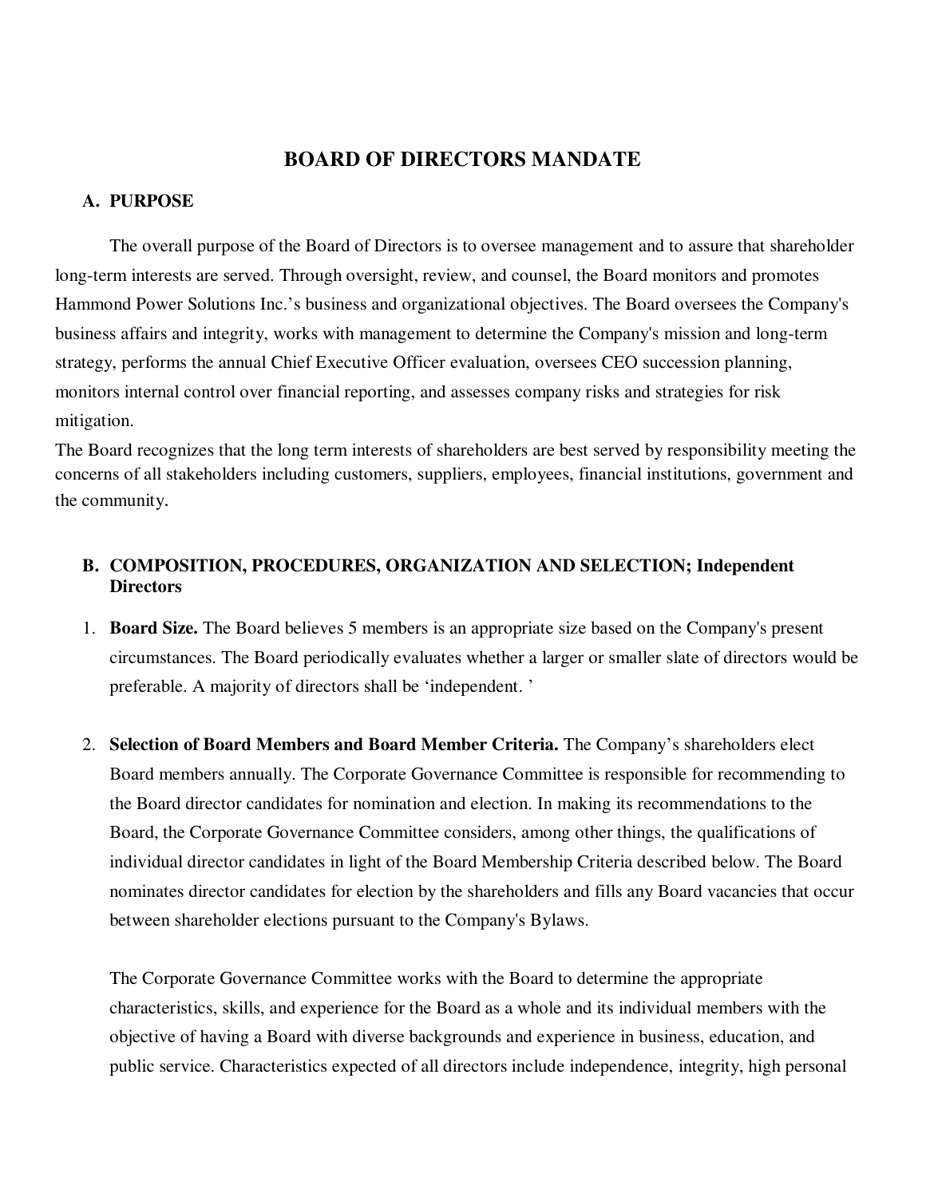# BOARD OF DIRECTORS MANDATE

## A. PURPOSE

The overall purpose of the Board of Directors is to oversee management and to assure that shareholder long-term interests are served. Through oversight, review, and counsel, the Board monitors and promotes Hammond Power Solutions Inc.'s business and organizational objectives. The Board oversees the Company's business affairs and integrity, works with management to determine the Company's mission and long-term strategy, performs the annual Chief Executive Officer evaluation, oversees CEO succession planning, monitors internal control over financial reporting, and assesses company risks and strategies for risk mitigation.

The Board recognizes that the long term interests of shareholders are best served by responsibility meeting the concerns of all stakeholders including customers, suppliers, employees, financial institutions, government and the community.

## B. COMPOSITION, PROCEDURES, ORGANIZATION AND SELECTION; Independent Directors

1. **Board Size.** The Board believes 5 members is an appropriate size based on the Company's present circumstances. The Board periodically evaluates whether a larger or smaller slate of directors would be preferable. A majority of directors shall be 'independent. '

2. **Selection of Board Members and Board Member Criteria.** The Company's shareholders elect Board members annually. The Corporate Governance Committee is responsible for recommending to the Board director candidates for nomination and election. In making its recommendations to the Board, the Corporate Governance Committee considers, among other things, the qualifications of individual director candidates in light of the Board Membership Criteria described below. The Board nominates director candidates for election by the shareholders and fills any Board vacancies that occur between shareholder elections pursuant to the Company's Bylaws.

   The Corporate Governance Committee works with the Board to determine the appropriate characteristics, skills, and experience for the Board as a whole and its individual members with the objective of having a Board with diverse backgrounds and experience in business, education, and public service. Characteristics expected of all directors include independence, integrity, high personal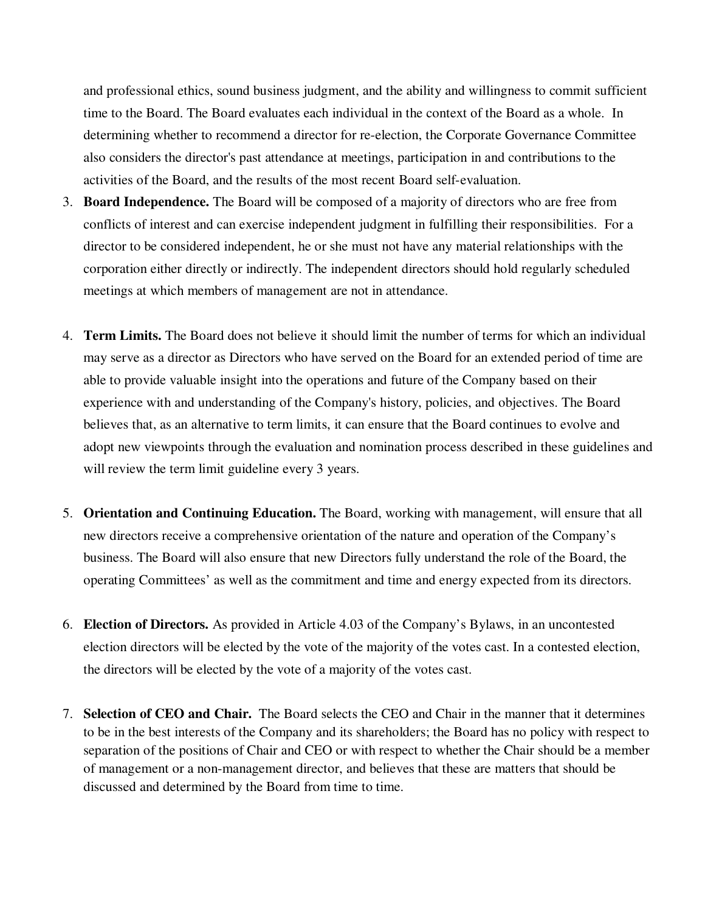and professional ethics, sound business judgment, and the ability and willingness to commit sufficient time to the Board. The Board evaluates each individual in the context of the Board as a whole. In determining whether to recommend a director for re-election, the Corporate Governance Committee also considers the director's past attendance at meetings, participation in and contributions to the activities of the Board, and the results of the most recent Board self-evaluation.

3. **Board Independence.** The Board will be composed of a majority of directors who are free from conflicts of interest and can exercise independent judgment in fulfilling their responsibilities. For a director to be considered independent, he or she must not have any material relationships with the corporation either directly or indirectly. The independent directors should hold regularly scheduled meetings at which members of management are not in attendance.

4. **Term Limits.** The Board does not believe it should limit the number of terms for which an individual may serve as a director as Directors who have served on the Board for an extended period of time are able to provide valuable insight into the operations and future of the Company based on their experience with and understanding of the Company's history, policies, and objectives. The Board believes that, as an alternative to term limits, it can ensure that the Board continues to evolve and adopt new viewpoints through the evaluation and nomination process described in these guidelines and will review the term limit guideline every 3 years.

5. **Orientation and Continuing Education.** The Board, working with management, will ensure that all new directors receive a comprehensive orientation of the nature and operation of the Company's business. The Board will also ensure that new Directors fully understand the role of the Board, the operating Committees' as well as the commitment and time and energy expected from its directors.

6. **Election of Directors.** As provided in Article 4.03 of the Company's Bylaws, in an uncontested election directors will be elected by the vote of the majority of the votes cast. In a contested election, the directors will be elected by the vote of a majority of the votes cast.

7. **Selection of CEO and Chair.** The Board selects the CEO and Chair in the manner that it determines to be in the best interests of the Company and its shareholders; the Board has no policy with respect to separation of the positions of Chair and CEO or with respect to whether the Chair should be a member of management or a non-management director, and believes that these are matters that should be discussed and determined by the Board from time to time.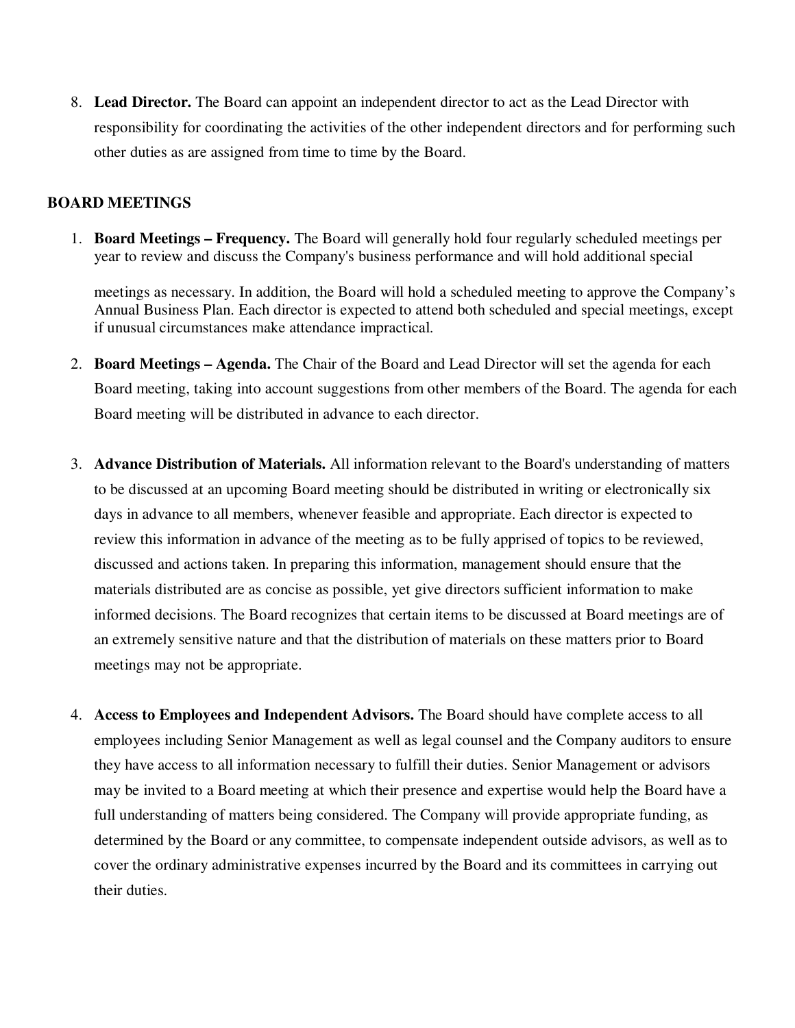8. **Lead Director.** The Board can appoint an independent director to act as the Lead Director with responsibility for coordinating the activities of the other independent directors and for performing such other duties as are assigned from time to time by the Board.

## BOARD MEETINGS

1. **Board Meetings – Frequency.** The Board will generally hold four regularly scheduled meetings per year to review and discuss the Company's business performance and will hold additional special meetings as necessary. In addition, the Board will hold a scheduled meeting to approve the Company's Annual Business Plan. Each director is expected to attend both scheduled and special meetings, except if unusual circumstances make attendance impractical.

2. **Board Meetings – Agenda.** The Chair of the Board and Lead Director will set the agenda for each Board meeting, taking into account suggestions from other members of the Board. The agenda for each Board meeting will be distributed in advance to each director.

3. **Advance Distribution of Materials.** All information relevant to the Board's understanding of matters to be discussed at an upcoming Board meeting should be distributed in writing or electronically six days in advance to all members, whenever feasible and appropriate. Each director is expected to review this information in advance of the meeting as to be fully apprised of topics to be reviewed, discussed and actions taken. In preparing this information, management should ensure that the materials distributed are as concise as possible, yet give directors sufficient information to make informed decisions. The Board recognizes that certain items to be discussed at Board meetings are of an extremely sensitive nature and that the distribution of materials on these matters prior to Board meetings may not be appropriate.

4. **Access to Employees and Independent Advisors.** The Board should have complete access to all employees including Senior Management as well as legal counsel and the Company auditors to ensure they have access to all information necessary to fulfill their duties. Senior Management or advisors may be invited to a Board meeting at which their presence and expertise would help the Board have a full understanding of matters being considered. The Company will provide appropriate funding, as determined by the Board or any committee, to compensate independent outside advisors, as well as to cover the ordinary administrative expenses incurred by the Board and its committees in carrying out their duties.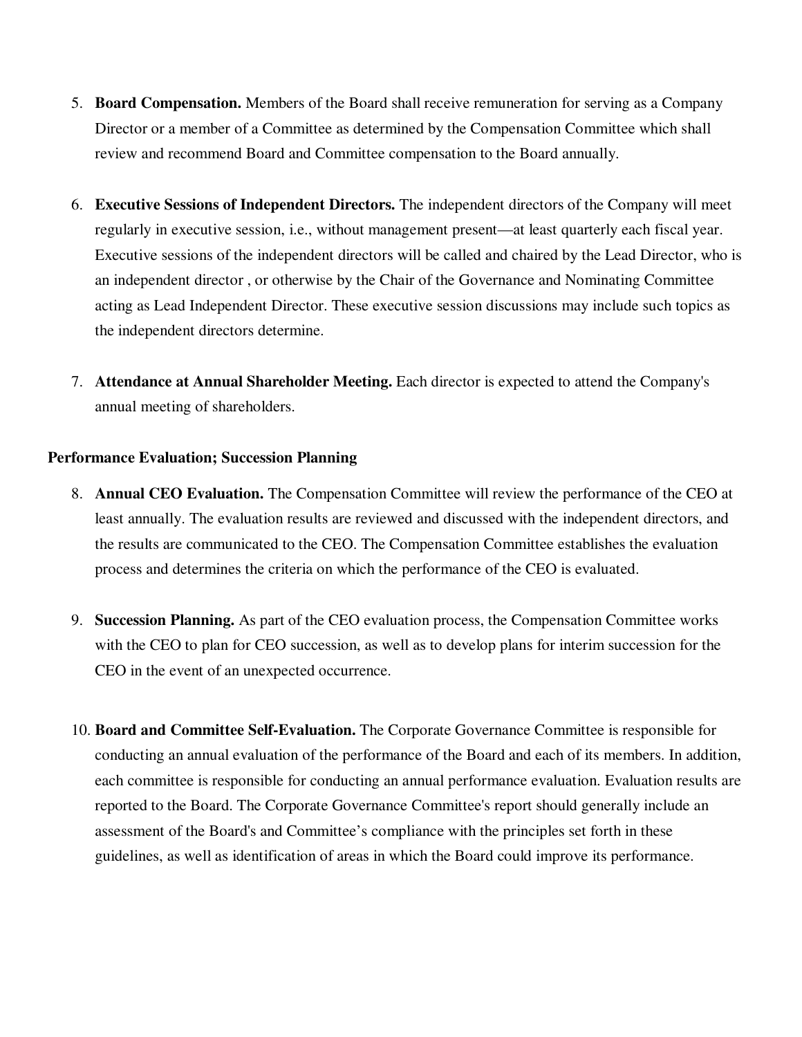5. **Board Compensation.** Members of the Board shall receive remuneration for serving as a Company Director or a member of a Committee as determined by the Compensation Committee which shall review and recommend Board and Committee compensation to the Board annually.

6. **Executive Sessions of Independent Directors.** The independent directors of the Company will meet regularly in executive session, i.e., without management present—at least quarterly each fiscal year. Executive sessions of the independent directors will be called and chaired by the Lead Director, who is an independent director , or otherwise by the Chair of the Governance and Nominating Committee acting as Lead Independent Director. These executive session discussions may include such topics as the independent directors determine.

7. **Attendance at Annual Shareholder Meeting.** Each director is expected to attend the Company's annual meeting of shareholders.

**Performance Evaluation; Succession Planning**

8. **Annual CEO Evaluation.** The Compensation Committee will review the performance of the CEO at least annually. The evaluation results are reviewed and discussed with the independent directors, and the results are communicated to the CEO. The Compensation Committee establishes the evaluation process and determines the criteria on which the performance of the CEO is evaluated.

9. **Succession Planning.** As part of the CEO evaluation process, the Compensation Committee works with the CEO to plan for CEO succession, as well as to develop plans for interim succession for the CEO in the event of an unexpected occurrence.

10. **Board and Committee Self-Evaluation.** The Corporate Governance Committee is responsible for conducting an annual evaluation of the performance of the Board and each of its members. In addition, each committee is responsible for conducting an annual performance evaluation. Evaluation results are reported to the Board. The Corporate Governance Committee's report should generally include an assessment of the Board's and Committee's compliance with the principles set forth in these guidelines, as well as identification of areas in which the Board could improve its performance.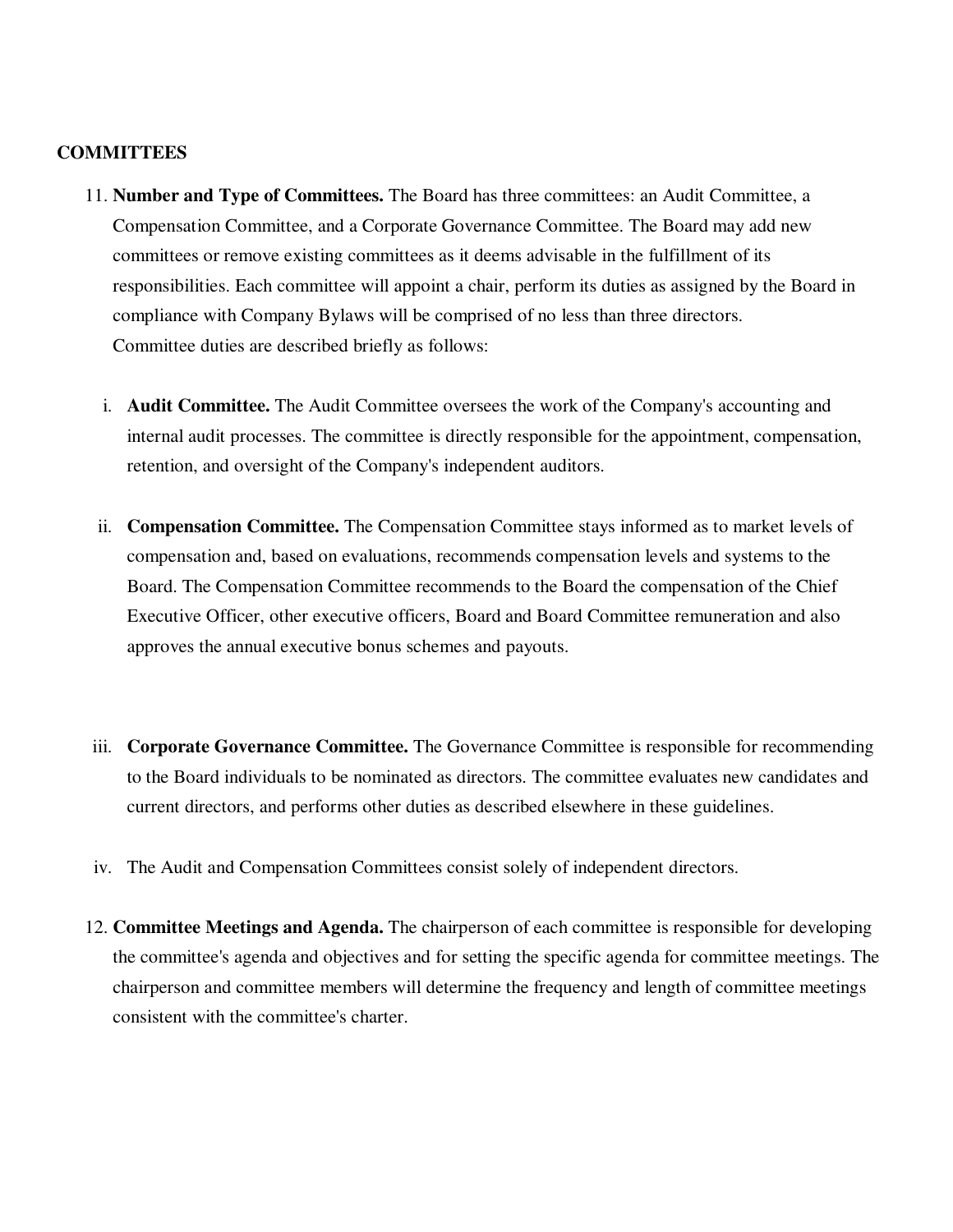**COMMITTEES**

11. **Number and Type of Committees.** The Board has three committees: an Audit Committee, a Compensation Committee, and a Corporate Governance Committee. The Board may add new committees or remove existing committees as it deems advisable in the fulfillment of its responsibilities. Each committee will appoint a chair, perform its duties as assigned by the Board in compliance with Company Bylaws will be comprised of no less than three directors. Committee duties are described briefly as follows:

    i. **Audit Committee.** The Audit Committee oversees the work of the Company's accounting and internal audit processes. The committee is directly responsible for the appointment, compensation, retention, and oversight of the Company's independent auditors.

    ii. **Compensation Committee.** The Compensation Committee stays informed as to market levels of compensation and, based on evaluations, recommends compensation levels and systems to the Board. The Compensation Committee recommends to the Board the compensation of the Chief Executive Officer, other executive officers, Board and Board Committee remuneration and also approves the annual executive bonus schemes and payouts.

    iii. **Corporate Governance Committee.** The Governance Committee is responsible for recommending to the Board individuals to be nominated as directors. The committee evaluates new candidates and current directors, and performs other duties as described elsewhere in these guidelines.

    iv. The Audit and Compensation Committees consist solely of independent directors.

12. **Committee Meetings and Agenda.** The chairperson of each committee is responsible for developing the committee's agenda and objectives and for setting the specific agenda for committee meetings. The chairperson and committee members will determine the frequency and length of committee meetings consistent with the committee's charter.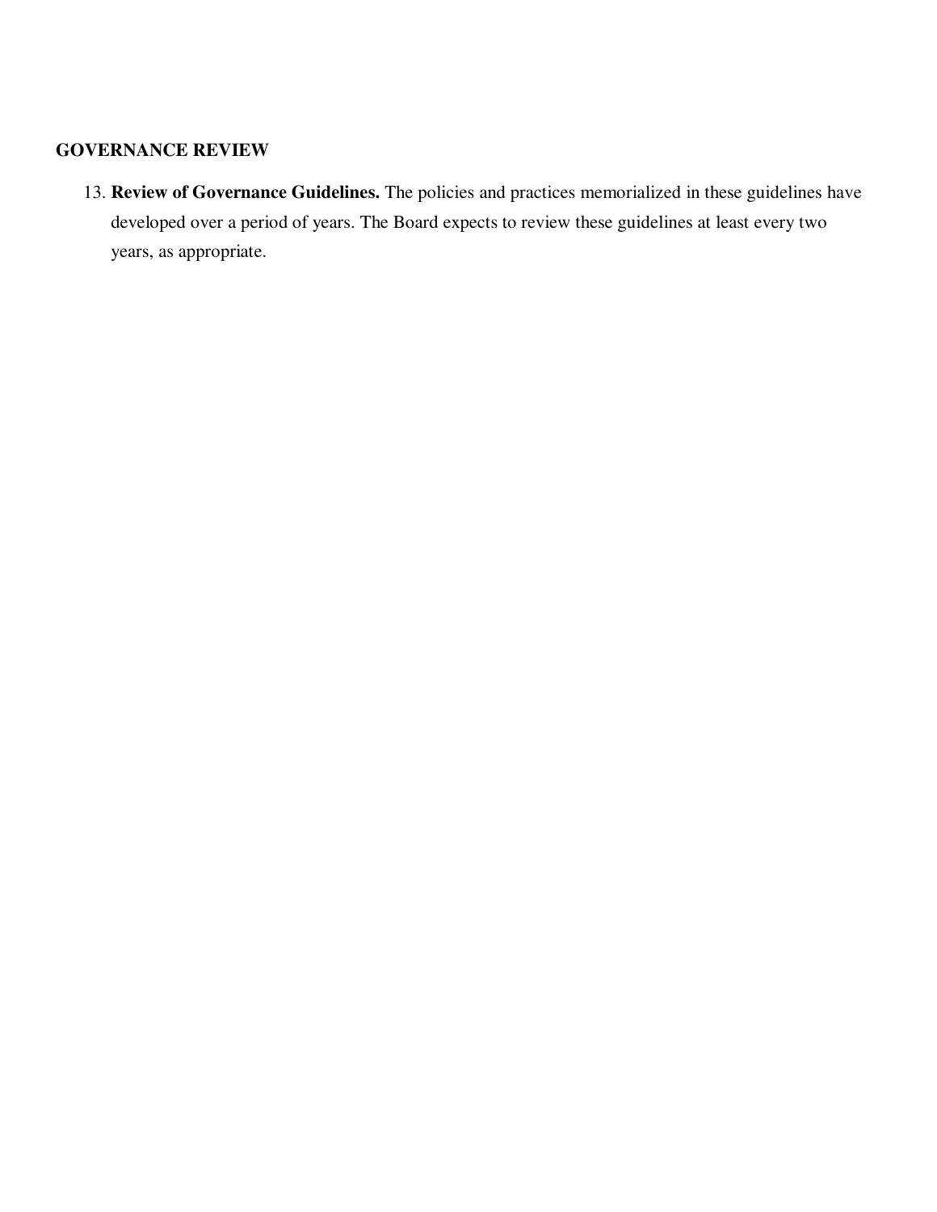## GOVERNANCE REVIEW

13. **Review of Governance Guidelines.** The policies and practices memorialized in these guidelines have developed over a period of years. The Board expects to review these guidelines at least every two years, as appropriate.